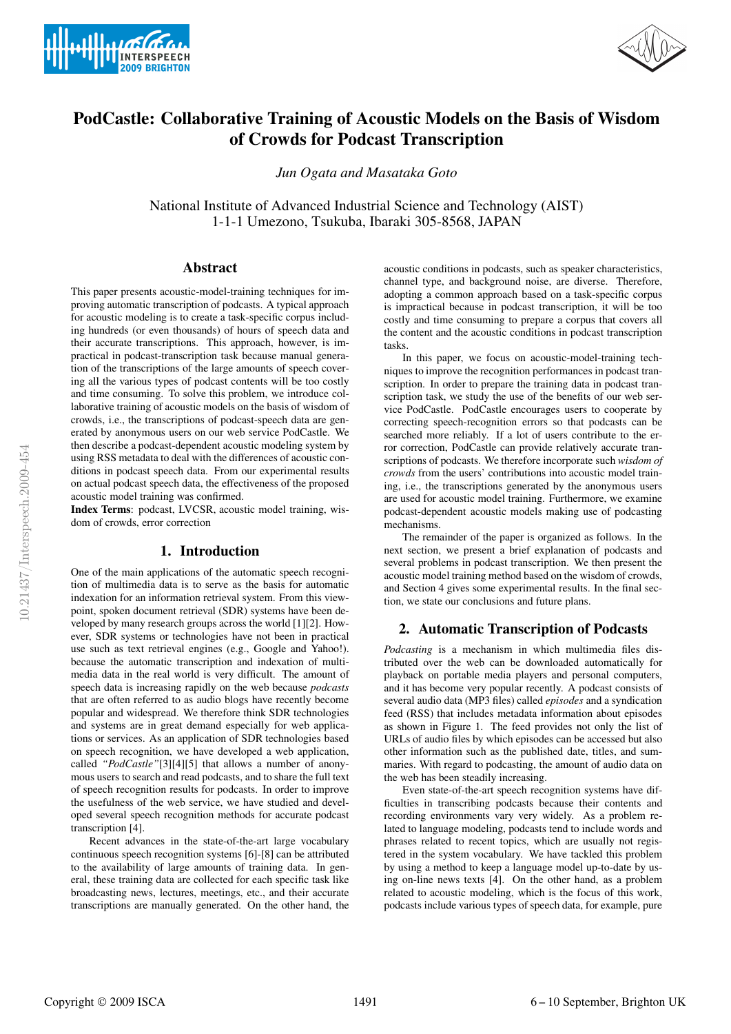# PodCastle: Collaborative Training of Acoustic Models on the Basis of Wisdom of Crowds for Podcast Transcription

*Jun Ogata and Masataka Goto*

National Institute of Advanced Industrial Science and Technology (AIST)
1-1-1 Umezono, Tsukuba, Ibaraki 305-8568, JAPAN

## Abstract

This paper presents acoustic-model-training techniques for improving automatic transcription of podcasts. A typical approach for acoustic modeling is to create a task-specific corpus including hundreds (or even thousands) of hours of speech data and their accurate transcriptions. This approach, however, is impractical in podcast-transcription task because manual generation of the transcriptions of the large amounts of speech covering all the various types of podcast contents will be too costly and time consuming. To solve this problem, we introduce collaborative training of acoustic models on the basis of wisdom of crowds, i.e., the transcriptions of podcast-speech data are generated by anonymous users on our web service PodCastle. We then describe a podcast-dependent acoustic modeling system by using RSS metadata to deal with the differences of acoustic conditions in podcast speech data. From our experimental results on actual podcast speech data, the effectiveness of the proposed acoustic model training was confirmed.

**Index Terms**: podcast, LVCSR, acoustic model training, wisdom of crowds, error correction

## 1. Introduction

One of the main applications of the automatic speech recognition of multimedia data is to serve as the basis for automatic indexation for an information retrieval system. From this viewpoint, spoken document retrieval (SDR) systems have been developed by many research groups across the world [1][2]. However, SDR systems or technologies have not been in practical use such as text retrieval engines (e.g., Google and Yahoo!). because the automatic transcription and indexation of multimedia data in the real world is very difficult. The amount of speech data is increasing rapidly on the web because *podcasts* that are often referred to as audio blogs have recently become popular and widespread. We therefore think SDR technologies and systems are in great demand especially for web applications or services. As an application of SDR technologies based on speech recognition, we have developed a web application, called *"PodCastle"*[3][4][5] that allows a number of anonymous users to search and read podcasts, and to share the full text of speech recognition results for podcasts. In order to improve the usefulness of the web service, we have studied and developed several speech recognition methods for accurate podcast transcription [4].

Recent advances in the state-of-the-art large vocabulary continuous speech recognition systems [6]-[8] can be attributed to the availability of large amounts of training data. In general, these training data are collected for each specific task like broadcasting news, lectures, meetings, etc., and their accurate transcriptions are manually generated. On the other hand, the acoustic conditions in podcasts, such as speaker characteristics, channel type, and background noise, are diverse. Therefore, adopting a common approach based on a task-specific corpus is impractical because in podcast transcription, it will be too costly and time consuming to prepare a corpus that covers all the content and the acoustic conditions in podcast transcription tasks.

In this paper, we focus on acoustic-model-training techniques to improve the recognition performances in podcast transcription. In order to prepare the training data in podcast transcription task, we study the use of the benefits of our web service PodCastle. PodCastle encourages users to cooperate by correcting speech-recognition errors so that podcasts can be searched more reliably. If a lot of users contribute to the error correction, PodCastle can provide relatively accurate transcriptions of podcasts. We therefore incorporate such *wisdom of crowds* from the users' contributions into acoustic model training, i.e., the transcriptions generated by the anonymous users are used for acoustic model training. Furthermore, we examine podcast-dependent acoustic models making use of podcasting mechanisms.

The remainder of the paper is organized as follows. In the next section, we present a brief explanation of podcasts and several problems in podcast transcription. We then present the acoustic model training method based on the wisdom of crowds, and Section 4 gives some experimental results. In the final section, we state our conclusions and future plans.

## 2. Automatic Transcription of Podcasts

*Podcasting* is a mechanism in which multimedia files distributed over the web can be downloaded automatically for playback on portable media players and personal computers, and it has become very popular recently. A podcast consists of several audio data (MP3 files) called *episodes* and a syndication feed (RSS) that includes metadata information about episodes as shown in Figure 1. The feed provides not only the list of URLs of audio files by which episodes can be accessed but also other information such as the published date, titles, and summaries. With regard to podcasting, the amount of audio data on the web has been steadily increasing.

Even state-of-the-art speech recognition systems have difficulties in transcribing podcasts because their contents and recording environments vary very widely. As a problem related to language modeling, podcasts tend to include words and phrases related to recent topics, which are usually not registered in the system vocabulary. We have tackled this problem by using a method to keep a language model up-to-date by using on-line news texts [4]. On the other hand, as a problem related to acoustic modeling, which is the focus of this work, podcasts include various types of speech data, for example, pure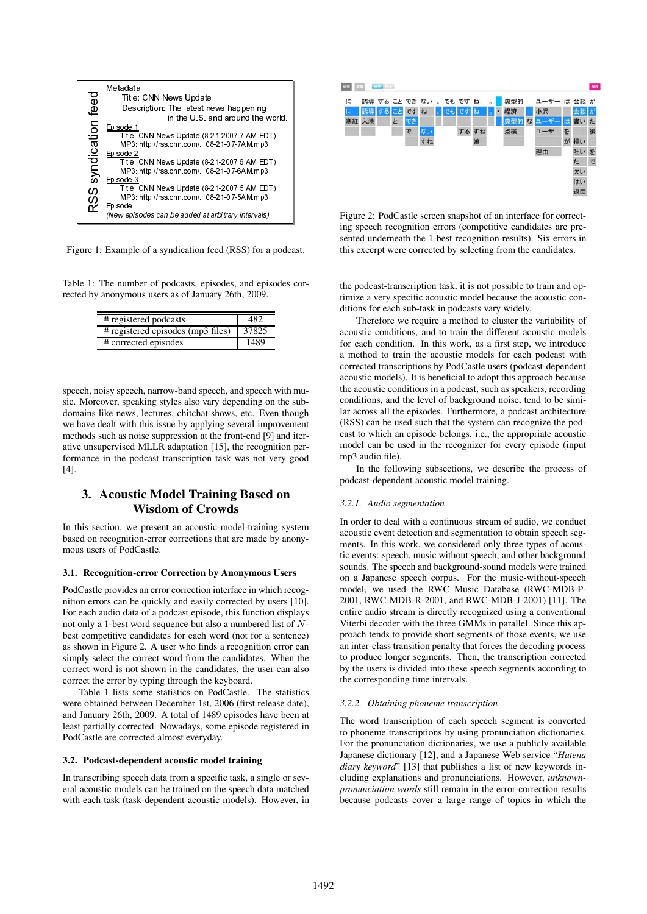Figure 1: Example of a syndication feed (RSS) for a podcast.

Table 1: The number of podcasts, episodes, and episodes corrected by anonymous users as of January 26th, 2009.

| | |
|---|---|
| # registered podcasts | 482 |
| # registered episodes (mp3 files) | 37825 |
| # corrected episodes | 1489 |

speech, noisy speech, narrow-band speech, and speech with music. Moreover, speaking styles also vary depending on the subdomains like news, lectures, chitchat shows, etc. Even though we have dealt with this issue by applying several improvement methods such as noise suppression at the front-end [9] and iterative unsupervised MLLR adaptation [15], the recognition performance in the podcast transcription task was not very good [4].

## 3. Acoustic Model Training Based on Wisdom of Crowds

In this section, we present an acoustic-model-training system based on recognition-error corrections that are made by anonymous users of PodCastle.

### 3.1. Recognition-error Correction by Anonymous Users

PodCastle provides an error correction interface in which recognition errors can be quickly and easily corrected by users [10]. For each audio data of a podcast episode, this function displays not only a 1-best word sequence but also a numbered list of $N$-best competitive candidates for each word (not for a sentence) as shown in Figure 2. A user who finds a recognition error can simply select the correct word from the candidates. When the correct word is not shown in the candidates, the user can also correct the error by typing through the keyboard.

Table 1 lists some statistics on PodCastle. The statistics were obtained between December 1st, 2006 (first release date), and January 26th, 2009. A total of 1489 episodes have been at least partially corrected. Nowadays, some episode registered in PodCastle are corrected almost everyday.

### 3.2. Podcast-dependent acoustic model training

In transcribing speech data from a specific task, a single or several acoustic models can be trained on the speech data matched with each task (task-dependent acoustic models). However, in the podcast-transcription task, it is not possible to train and optimize a very specific acoustic model because the acoustic conditions for each sub-task in podcasts vary widely.

Therefore we require a method to cluster the variability of acoustic conditions, and to train the different acoustic models for each condition. In this work, as a first step, we introduce a method to train the acoustic models for each podcast with corrected transcriptions by PodCastle users (podcast-dependent acoustic models). It is beneficial to adopt this approach because the acoustic conditions in a podcast, such as speakers, recording conditions, and the level of background noise, tend to be similar across all the episodes. Furthermore, a podcast architecture (RSS) can be used such that the system can recognize the podcast to which an episode belongs, i.e., the appropriate acoustic model can be used in the recognizer for every episode (input mp3 audio file).

In the following subsections, we describe the process of podcast-dependent acoustic model training.

#### *3.2.1. Audio segmentation*

In order to deal with a continuous stream of audio, we conduct acoustic event detection and segmentation to obtain speech segments. In this work, we considered only three types of acoustic events: speech, music without speech, and other background sounds. The speech and background-sound models were trained on a Japanese speech corpus. For the music-without-speech model, we used the RWC Music Database (RWC-MDB-P-2001, RWC-MDB-R-2001, and RWC-MDB-J-2001) [11]. The entire audio stream is directly recognized using a conventional Viterbi decoder with the three GMMs in parallel. Since this approach tends to provide short segments of those events, we use an inter-class transition penalty that forces the decoding process to produce longer segments. Then, the transcription corrected by the users is divided into these speech segments according to the corresponding time intervals.

#### *3.2.2. Obtaining phoneme transcription*

The word transcription of each speech segment is converted to phoneme transcriptions by using pronunciation dictionaries. For the pronunciation dictionaries, we use a publicly available Japanese dictionary [12], and a Japanese Web service "*Hatena diary keyword*" [13] that publishes a list of new keywords including explanations and pronunciations. However, *unknown-pronunciation words* still remain in the error-correction results because podcasts cover a large range of topics in which the

Figure 2: PodCastle screen snapshot of an interface for correcting speech recognition errors (competitive candidates are presented underneath the 1-best recognition results). Six errors in this excerpt were corrected by selecting from the candidates.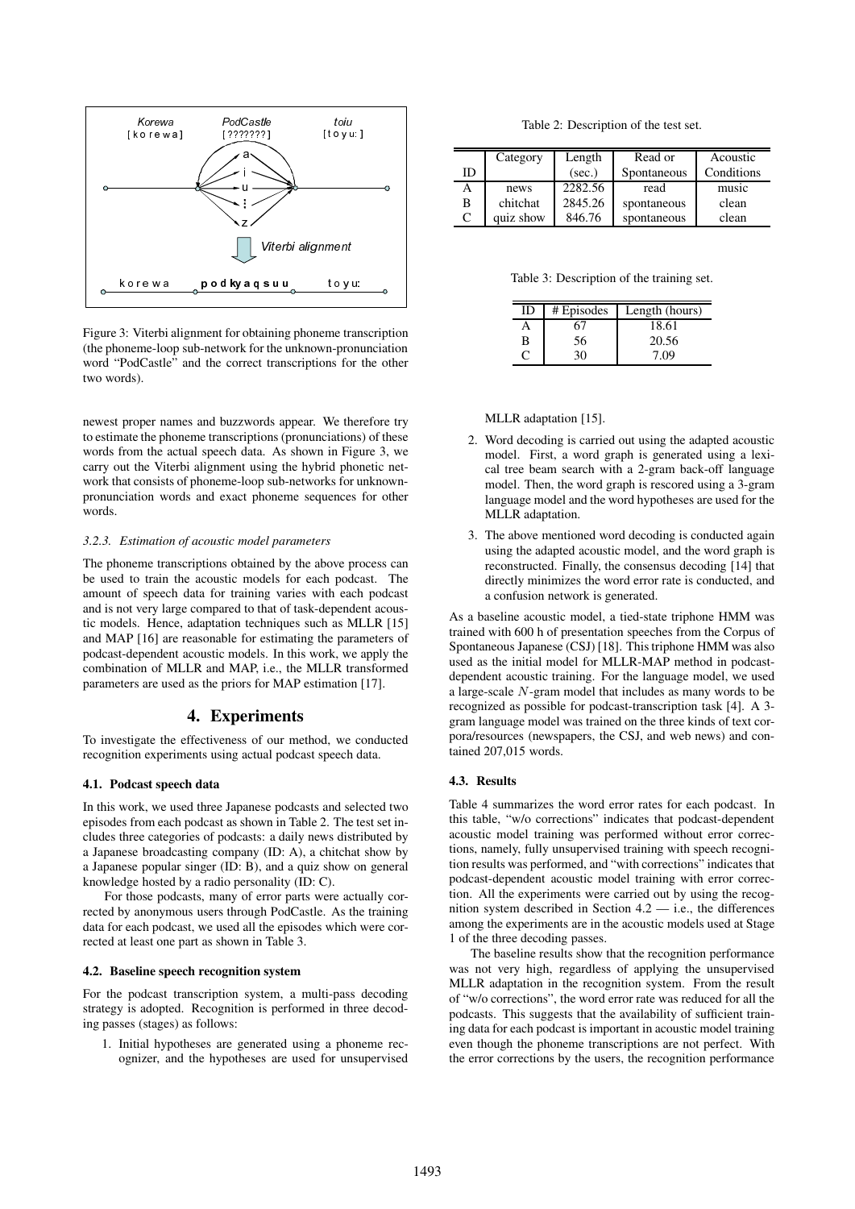Figure 3: Viterbi alignment for obtaining phoneme transcription (the phoneme-loop sub-network for the unknown-pronunciation word "PodCastle" and the correct transcriptions for the other two words).

newest proper names and buzzwords appear. We therefore try to estimate the phoneme transcriptions (pronunciations) of these words from the actual speech data. As shown in Figure 3, we carry out the Viterbi alignment using the hybrid phonetic network that consists of phoneme-loop sub-networks for unknown-pronunciation words and exact phoneme sequences for other words.

#### 3.2.3. Estimation of acoustic model parameters

The phoneme transcriptions obtained by the above process can be used to train the acoustic models for each podcast. The amount of speech data for training varies with each podcast and is not very large compared to that of task-dependent acoustic models. Hence, adaptation techniques such as MLLR [15] and MAP [16] are reasonable for estimating the parameters of podcast-dependent acoustic models. In this work, we apply the combination of MLLR and MAP, i.e., the MLLR transformed parameters are used as the priors for MAP estimation [17].

## 4. Experiments

To investigate the effectiveness of our method, we conducted recognition experiments using actual podcast speech data.

### 4.1. Podcast speech data

In this work, we used three Japanese podcasts and selected two episodes from each podcast as shown in Table 2. The test set includes three categories of podcasts: a daily news distributed by a Japanese broadcasting company (ID: A), a chitchat show by a Japanese popular singer (ID: B), and a quiz show on general knowledge hosted by a radio personality (ID: C).

For those podcasts, many of error parts were actually corrected by anonymous users through PodCastle. As the training data for each podcast, we used all the episodes which were corrected at least one part as shown in Table 3.

### 4.2. Baseline speech recognition system

For the podcast transcription system, a multi-pass decoding strategy is adopted. Recognition is performed in three decoding passes (stages) as follows:

1. Initial hypotheses are generated using a phoneme recognizer, and the hypotheses are used for unsupervised MLLR adaptation [15].
2. Word decoding is carried out using the adapted acoustic model. First, a word graph is generated using a lexical tree beam search with a 2-gram back-off language model. Then, the word graph is rescored using a 3-gram language model and the word hypotheses are used for the MLLR adaptation.
3. The above mentioned word decoding is conducted again using the adapted acoustic model, and the word graph is reconstructed. Finally, the consensus decoding [14] that directly minimizes the word error rate is conducted, and a confusion network is generated.

Table 2: Description of the test set.

| ID | Category | Length (sec.) | Read or Spontaneous | Acoustic Conditions |
|---|---|---|---|---|
| A | news | 2282.56 | read | music |
| B | chitchat | 2845.26 | spontaneous | clean |
| C | quiz show | 846.76 | spontaneous | clean |

Table 3: Description of the training set.

| ID | # Episodes | Length (hours) |
|---|---|---|
| A | 67 | 18.61 |
| B | 56 | 20.56 |
| C | 30 | 7.09 |

As a baseline acoustic model, a tied-state triphone HMM was trained with 600 h of presentation speeches from the Corpus of Spontaneous Japanese (CSJ) [18]. This triphone HMM was also used as the initial model for MLLR-MAP method in podcast-dependent acoustic training. For the language model, we used a large-scale $N$-gram model that includes as many words to be recognized as possible for podcast-transcription task [4]. A 3-gram language model was trained on the three kinds of text corpora/resources (newspapers, the CSJ, and web news) and contained 207,015 words.

### 4.3. Results

Table 4 summarizes the word error rates for each podcast. In this table, "w/o corrections" indicates that podcast-dependent acoustic model training was performed without error corrections, namely, fully unsupervised training with speech recognition results was performed, and "with corrections" indicates that podcast-dependent acoustic model training with error correction. All the experiments were carried out by using the recognition system described in Section 4.2 — i.e., the differences among the experiments are in the acoustic models used at Stage 1 of the three decoding passes.

The baseline results show that the recognition performance was not very high, regardless of applying the unsupervised MLLR adaptation in the recognition system. From the result of "w/o corrections", the word error rate was reduced for all the podcasts. This suggests that the availability of sufficient training data for each podcast is important in acoustic model training even though the phoneme transcriptions are not perfect. With the error corrections by the users, the recognition performance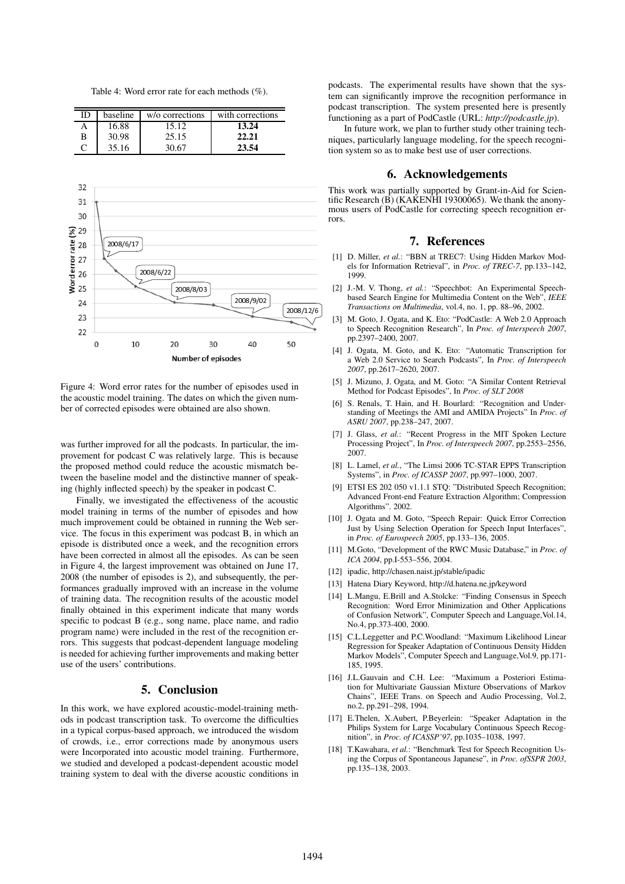Table 4: Word error rate for each methods (%).

| ID | baseline | w/o corrections | with corrections |
|---|---|---|---|
| A | 16.88 | 15.12 | **13.24** |
| B | 30.98 | 25.15 | **22.21** |
| C | 35.16 | 30.67 | **23.54** |

Word error rate (%)

32
31
30
29
28
27
26
25
24
23
22

0 10 20 30 40 50

Number of episodes

2008/6/17
2008/6/22
2008/8/03
2008/9/02
2008/12/6

Figure 4: Word error rates for the number of episodes used in the acoustic model training. The dates on which the given number of corrected episodes were obtained are also shown.

was further improved for all the podcasts. In particular, the improvement for podcast C was relatively large. This is because the proposed method could reduce the acoustic mismatch between the baseline model and the distinctive manner of speaking (highly inflected speech) by the speaker in podcast C.

Finally, we investigated the effectiveness of the acoustic model training in terms of the number of episodes and how much improvement could be obtained in running the Web service. The focus in this experiment was podcast B, in which an episode is distributed once a week, and the recognition errors have been corrected in almost all the episodes. As can be seen in Figure 4, the largest improvement was obtained on June 17, 2008 (the number of episodes is 2), and subsequently, the performances gradually improved with an increase in the volume of training data. The recognition results of the acoustic model finally obtained in this experiment indicate that many words specific to podcast B (e.g., song name, place name, and radio program name) were included in the rest of the recognition errors. This suggests that podcast-dependent language modeling is needed for achieving further improvements and making better use of the users' contributions.

## 5. Conclusion

In this work, we have explored acoustic-model-training methods in podcast transcription task. To overcome the difficulties in a typical corpus-based approach, we introduced the wisdom of crowds, i.e., error corrections made by anonymous users were Incorporated into acoustic model training. Furthermore, we studied and developed a podcast-dependent acoustic model training system to deal with the diverse acoustic conditions in podcasts. The experimental results have shown that the system can significantly improve the recognition performance in podcast transcription. The system presented here is presently functioning as a part of PodCastle (URL: *http://podcastle.jp*).

In future work, we plan to further study other training techniques, particularly language modeling, for the speech recognition system so as to make best use of user corrections.

## 6. Acknowledgements

This work was partially supported by Grant-in-Aid for Scientific Research (B) (KAKENHI 19300065). We thank the anonymous users of PodCastle for correcting speech recognition errors.

## 7. References

[1] D. Miller, *et al.*: "BBN at TREC7: Using Hidden Markov Models for Information Retrieval", in *Proc. of TREC-7*, pp.133–142, 1999.

[2] J.-M. V. Thong, *et al.*: "Speechbot: An Experimental Speech-based Search Engine for Multimedia Content on the Web", *IEEE Transactions on Multimedia*, vol.4, no. 1, pp. 88–96, 2002.

[3] M. Goto, J. Ogata, and K. Eto: "PodCastle: A Web 2.0 Approach to Speech Recognition Research", In *Proc. of Interspeech 2007*, pp.2397–2400, 2007.

[4] J. Ogata, M. Goto, and K. Eto: "Automatic Transcription for a Web 2.0 Service to Search Podcasts", In *Proc. of Interspeech 2007*, pp.2617–2620, 2007.

[5] J. Mizuno, J. Ogata, and M. Goto: "A Similar Content Retrieval Method for Podcast Episodes", In *Proc. of SLT 2008*

[6] S. Renals, T. Hain, and H. Bourlard: "Recognition and Understanding of Meetings the AMI and AMIDA Projects" In *Proc. of ASRU 2007*, pp.238–247, 2007.

[7] J. Glass, *et al.*: "Recent Progress in the MIT Spoken Lecture Processing Project", In *Proc. of Interspeech 2007*, pp.2553–2556, 2007.

[8] L. Lamel, *et al.*, "The Limsi 2006 TC-STAR EPPS Transcription Systems", in *Proc. of ICASSP 2007*, pp.997–1000, 2007.

[9] ETSI ES 202 050 v1.1.1 STQ: "Distributed Speech Recognition; Advanced Front-end Feature Extraction Algorithm; Compression Algorithms". 2002.

[10] J. Ogata and M. Goto, "Speech Repair: Quick Error Correction Just by Using Selection Operation for Speech Input Interfaces", in *Proc. of Eurospeech 2005*, pp.133–136, 2005.

[11] M.Goto, "Development of the RWC Music Database," in *Proc. of ICA 2004*, pp.I-553–556, 2004.

[12] ipadic, http://chasen.naist.jp/stable/ipadic

[13] Hatena Diary Keyword, http://d.hatena.ne.jp/keyword

[14] L.Mangu, E.Brill and A.Stolcke: "Finding Consensus in Speech Recognition: Word Error Minimization and Other Applications of Confusion Network", Computer Speech and Language,Vol.14, No.4, pp.373-400, 2000.

[15] C.L.Leggetter and P.C.Woodland: "Maximum Likelihood Linear Regression for Speaker Adaptation of Continuous Density Hidden Markov Models", Computer Speech and Language,Vol.9, pp.171-185, 1995.

[16] J.L.Gauvain and C.H. Lee: "Maximum a Posteriori Estimation for Multivariate Gaussian Mixture Observations of Markov Chains", IEEE Trans. on Speech and Audio Processing, Vol.2, no.2, pp.291–298, 1994.

[17] E.Thelen, X.Aubert, P.Beyerlein: "Speaker Adaptation in the Philips System for Large Vocabulary Continuous Speech Recognition", in *Proc. of ICASSP'97*, pp.1035–1038, 1997.

[18] T.Kawahara, *et al.*: "Benchmark Test for Speech Recognition Using the Corpus of Spontaneous Japanese", in *Proc. ofSSPR 2003*, pp.135–138, 2003.